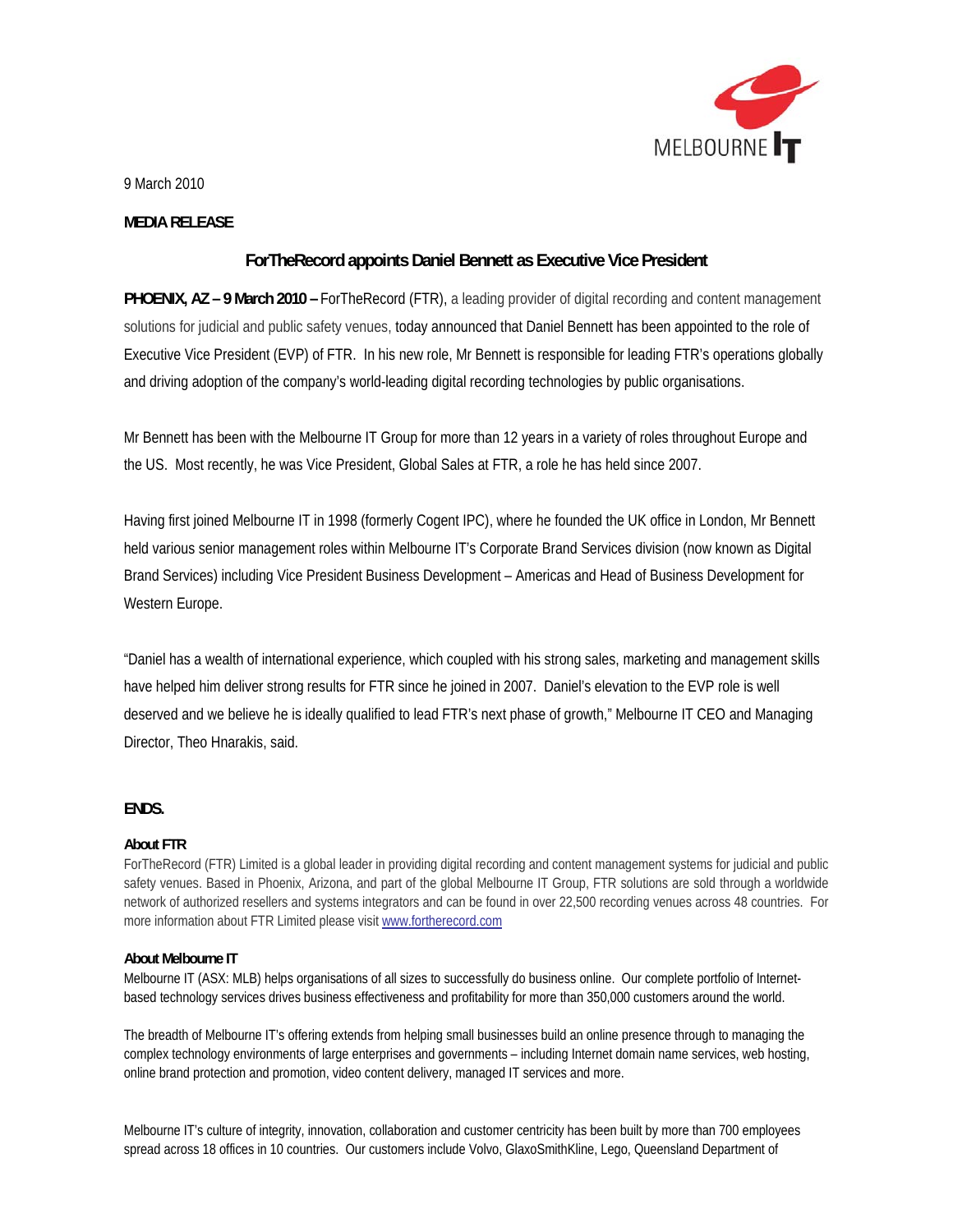9 March 2010

**MEDIA RELEASE**

# ForTheRecord appoints Daniel Bennett as Executive Vice President

**PHOENIX, AZ – 9 March 2010 –** ForTheRecord (FTR), a leading provider of digital recording and content management solutions for judicial and public safety venues, today announced that Daniel Bennett has been appointed to the role of Executive Vice President (EVP) of FTR. In his new role, Mr Bennett is responsible for leading FTR's operations globally and driving adoption of the company's world-leading digital recording technologies by public organisations.

Mr Bennett has been with the Melbourne IT Group for more than 12 years in a variety of roles throughout Europe and the US. Most recently, he was Vice President, Global Sales at FTR, a role he has held since 2007.

Having first joined Melbourne IT in 1998 (formerly Cogent IPC), where he founded the UK office in London, Mr Bennett held various senior management roles within Melbourne IT's Corporate Brand Services division (now known as Digital Brand Services) including Vice President Business Development – Americas and Head of Business Development for Western Europe.

"Daniel has a wealth of international experience, which coupled with his strong sales, marketing and management skills have helped him deliver strong results for FTR since he joined in 2007. Daniel's elevation to the EVP role is well deserved and we believe he is ideally qualified to lead FTR's next phase of growth," Melbourne IT CEO and Managing Director, Theo Hnarakis, said.

**ENDS.**

**About FTR**

ForTheRecord (FTR) Limited is a global leader in providing digital recording and content management systems for judicial and public safety venues. Based in Phoenix, Arizona, and part of the global Melbourne IT Group, FTR solutions are sold through a worldwide network of authorized resellers and systems integrators and can be found in over 22,500 recording venues across 48 countries. For more information about FTR Limited please visit www.fortherecord.com

**About Melbourne IT**

Melbourne IT (ASX: MLB) helps organisations of all sizes to successfully do business online. Our complete portfolio of Internet-based technology services drives business effectiveness and profitability for more than 350,000 customers around the world.

The breadth of Melbourne IT's offering extends from helping small businesses build an online presence through to managing the complex technology environments of large enterprises and governments – including Internet domain name services, web hosting, online brand protection and promotion, video content delivery, managed IT services and more.

Melbourne IT's culture of integrity, innovation, collaboration and customer centricity has been built by more than 700 employees spread across 18 offices in 10 countries. Our customers include Volvo, GlaxoSmithKline, Lego, Queensland Department of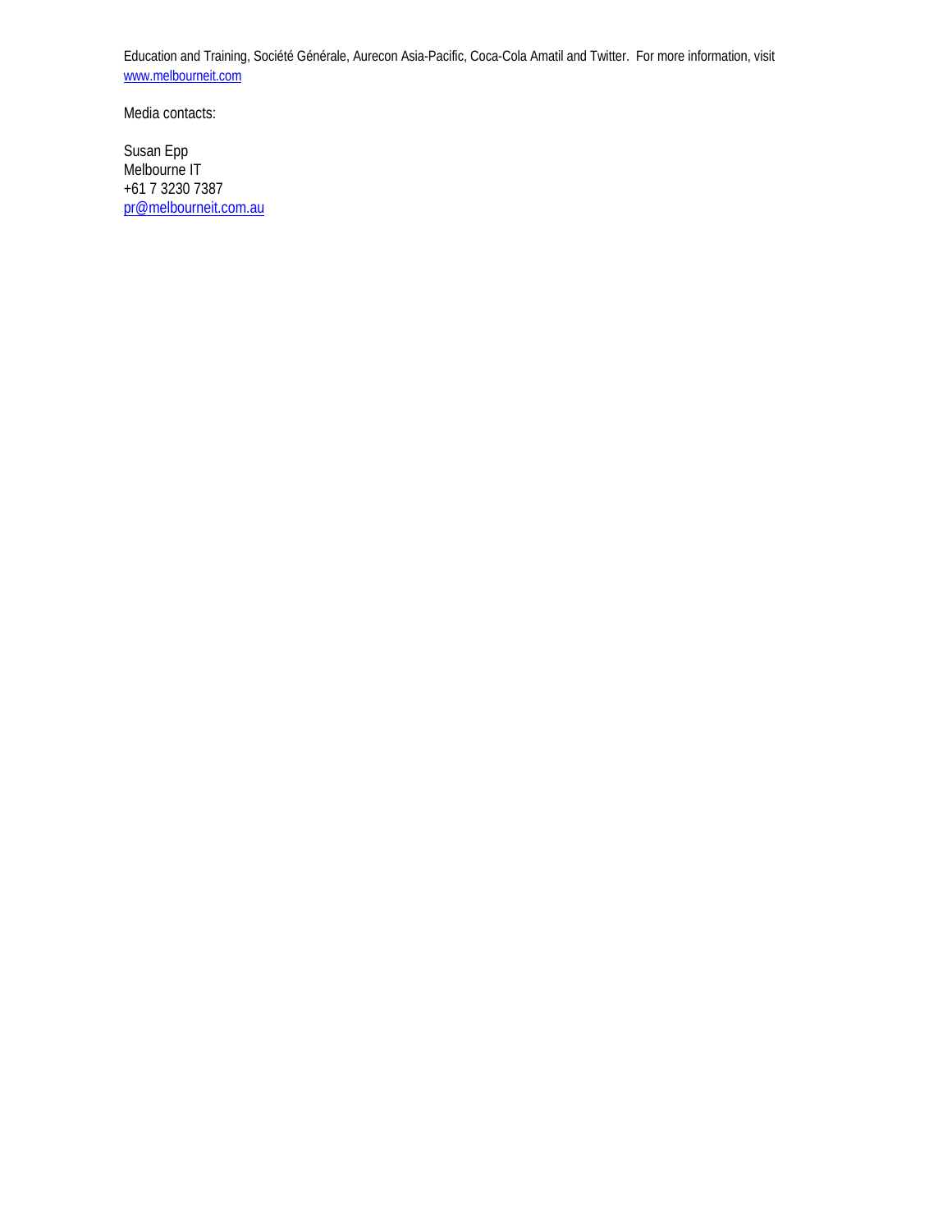Education and Training, Société Générale, Aurecon Asia-Pacific, Coca-Cola Amatil and Twitter.  For more information, visit www.melbourneit.com

Media contacts:

Susan Epp
Melbourne IT
+61 7 3230 7387
pr@melbourneit.com.au